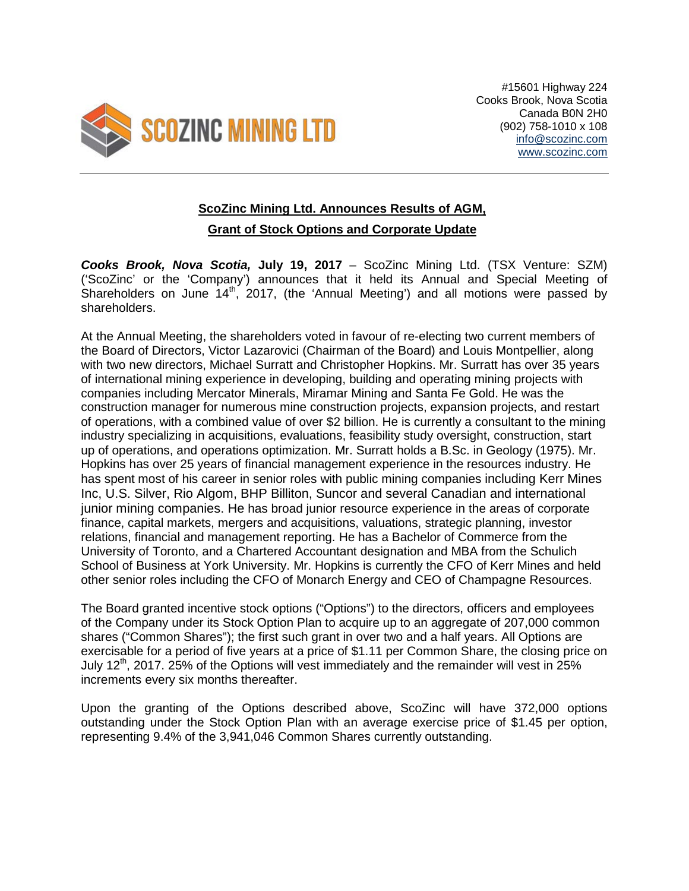SCOZINC MINING LTD

#15601 Highway 224
Cooks Brook, Nova Scotia
Canada B0N 2H0
(902) 758-1010 x 108
info@scozinc.com
www.scozinc.com

## ScoZinc Mining Ltd. Announces Results of AGM, Grant of Stock Options and Corporate Update

***Cooks Brook, Nova Scotia,*** **July 19, 2017** – ScoZinc Mining Ltd. (TSX Venture: SZM) ('ScoZinc' or the 'Company') announces that it held its Annual and Special Meeting of Shareholders on June 14th, 2017, (the 'Annual Meeting') and all motions were passed by shareholders.

At the Annual Meeting, the shareholders voted in favour of re-electing two current members of the Board of Directors, Victor Lazarovici (Chairman of the Board) and Louis Montpellier, along with two new directors, Michael Surratt and Christopher Hopkins. Mr. Surratt has over 35 years of international mining experience in developing, building and operating mining projects with companies including Mercator Minerals, Miramar Mining and Santa Fe Gold. He was the construction manager for numerous mine construction projects, expansion projects, and restart of operations, with a combined value of over $2 billion. He is currently a consultant to the mining industry specializing in acquisitions, evaluations, feasibility study oversight, construction, start up of operations, and operations optimization. Mr. Surratt holds a B.Sc. in Geology (1975). Mr. Hopkins has over 25 years of financial management experience in the resources industry. He has spent most of his career in senior roles with public mining companies including Kerr Mines Inc, U.S. Silver, Rio Algom, BHP Billiton, Suncor and several Canadian and international junior mining companies. He has broad junior resource experience in the areas of corporate finance, capital markets, mergers and acquisitions, valuations, strategic planning, investor relations, financial and management reporting. He has a Bachelor of Commerce from the University of Toronto, and a Chartered Accountant designation and MBA from the Schulich School of Business at York University. Mr. Hopkins is currently the CFO of Kerr Mines and held other senior roles including the CFO of Monarch Energy and CEO of Champagne Resources.

The Board granted incentive stock options ("Options") to the directors, officers and employees of the Company under its Stock Option Plan to acquire up to an aggregate of 207,000 common shares ("Common Shares"); the first such grant in over two and a half years. All Options are exercisable for a period of five years at a price of $1.11 per Common Share, the closing price on July 12th, 2017. 25% of the Options will vest immediately and the remainder will vest in 25% increments every six months thereafter.

Upon the granting of the Options described above, ScoZinc will have 372,000 options outstanding under the Stock Option Plan with an average exercise price of $1.45 per option, representing 9.4% of the 3,941,046 Common Shares currently outstanding.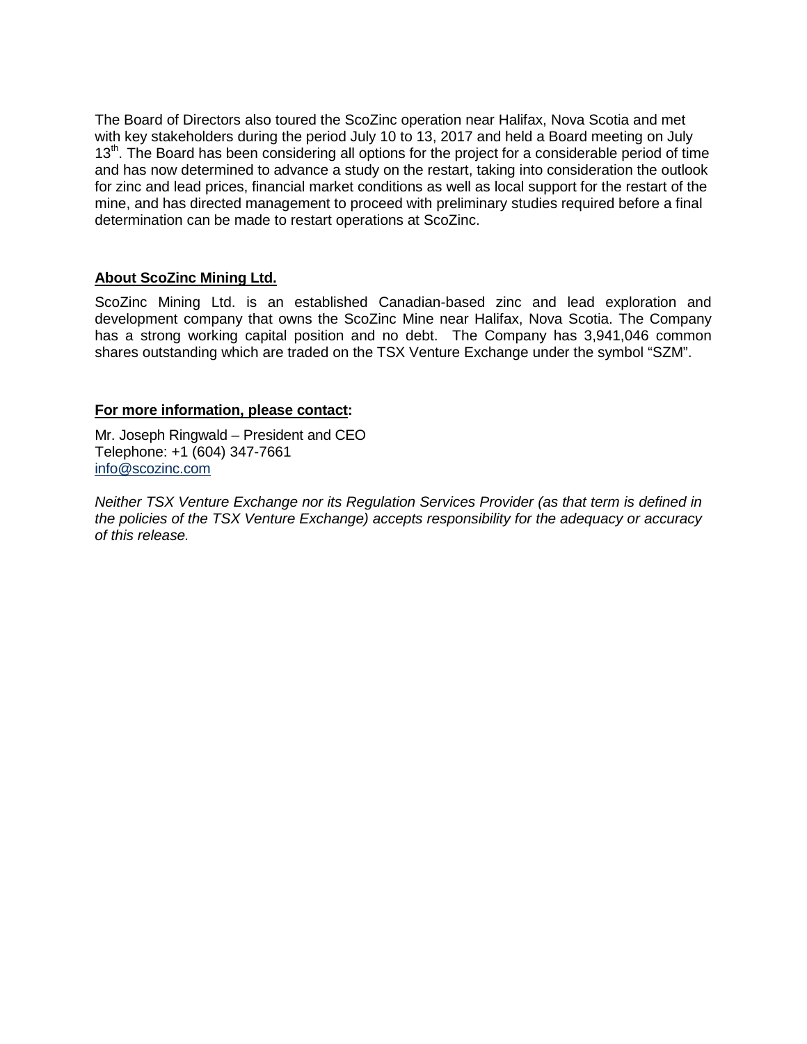The Board of Directors also toured the ScoZinc operation near Halifax, Nova Scotia and met with key stakeholders during the period July 10 to 13, 2017 and held a Board meeting on July 13th. The Board has been considering all options for the project for a considerable period of time and has now determined to advance a study on the restart, taking into consideration the outlook for zinc and lead prices, financial market conditions as well as local support for the restart of the mine, and has directed management to proceed with preliminary studies required before a final determination can be made to restart operations at ScoZinc.

## About ScoZinc Mining Ltd.

ScoZinc Mining Ltd. is an established Canadian-based zinc and lead exploration and development company that owns the ScoZinc Mine near Halifax, Nova Scotia. The Company has a strong working capital position and no debt. The Company has 3,941,046 common shares outstanding which are traded on the TSX Venture Exchange under the symbol "SZM".

## For more information, please contact:

Mr. Joseph Ringwald – President and CEO
Telephone: +1 (604) 347-7661
info@scozinc.com

*Neither TSX Venture Exchange nor its Regulation Services Provider (as that term is defined in the policies of the TSX Venture Exchange) accepts responsibility for the adequacy or accuracy of this release.*